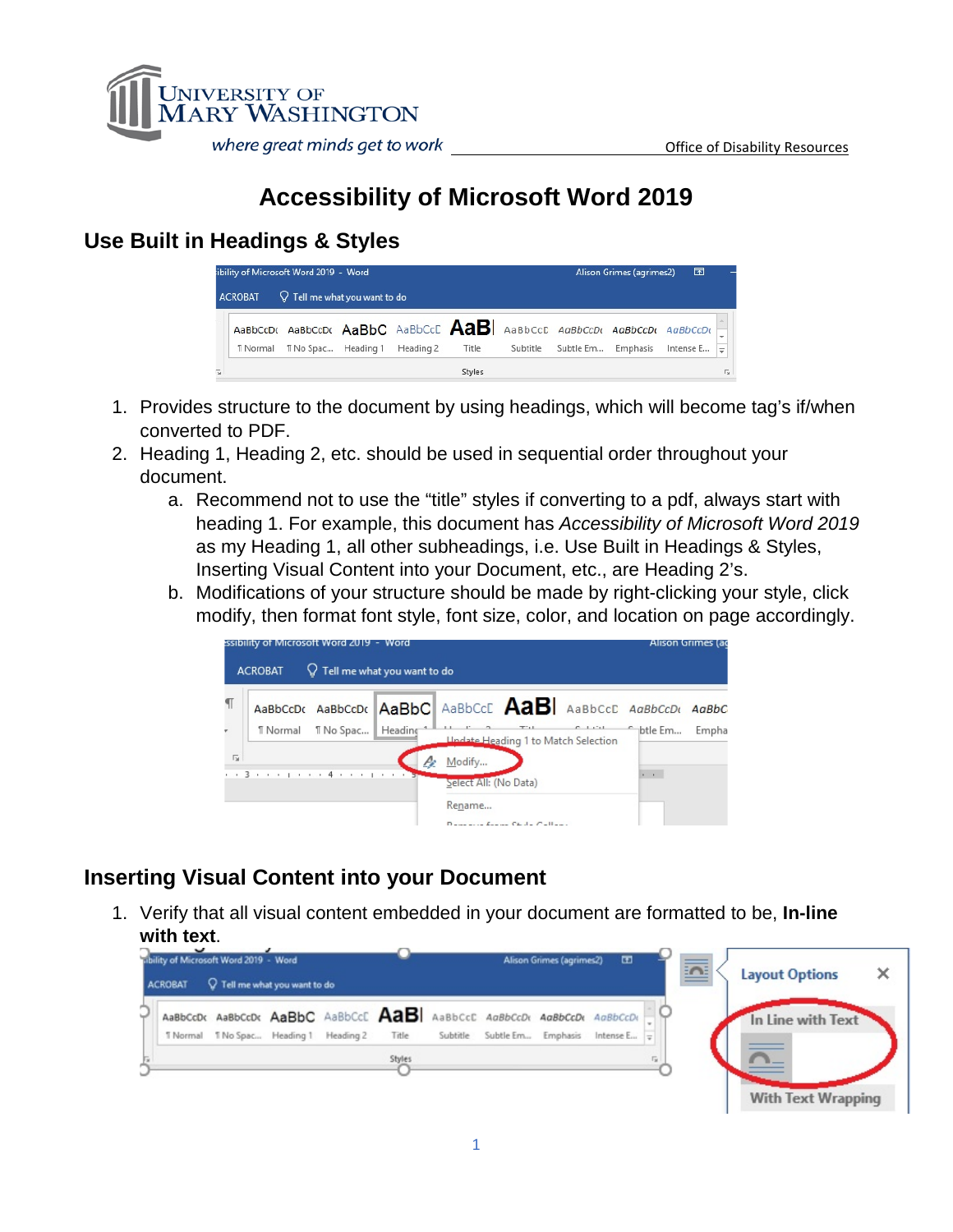# Accessibility of Microsoft Word 2019

## Use Built in Headings & Styles

1. Provides structure to the document by using headings, which will become tag's if/when converted to PDF.
2. Heading 1, Heading 2, etc. should be used in sequential order throughout your document.
   a. Recommend not to use the "title" styles if converting to a pdf, always start with heading 1. For example, this document has *Accessibility of Microsoft Word 2019* as my Heading 1, all other subheadings, i.e. Use Built in Headings & Styles, Inserting Visual Content into your Document, etc., are Heading 2's.
   b. Modifications of your structure should be made by right-clicking your style, click modify, then format font style, font size, color, and location on page accordingly.

## Inserting Visual Content into your Document

1. Verify that all visual content embedded in your document are formatted to be, **In-line with text**.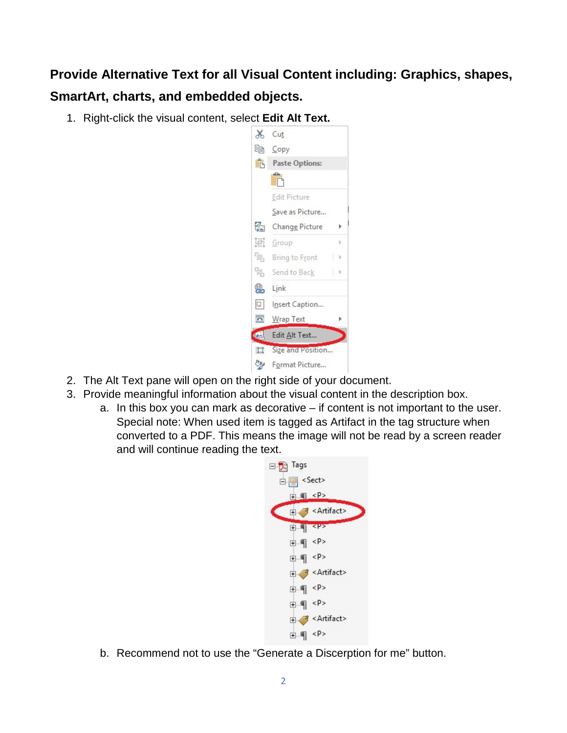**Provide Alternative Text for all Visual Content including: Graphics, shapes, SmartArt, charts, and embedded objects.**

1. Right-click the visual content, select **Edit Alt Text.**
2. The Alt Text pane will open on the right side of your document.
3. Provide meaningful information about the visual content in the description box.
   a. In this box you can mark as decorative – if content is not important to the user. Special note: When used item is tagged as Artifact in the tag structure when converted to a PDF. This means the image will not be read by a screen reader and will continue reading the text.
   b. Recommend not to use the "Generate a Discerption for me" button.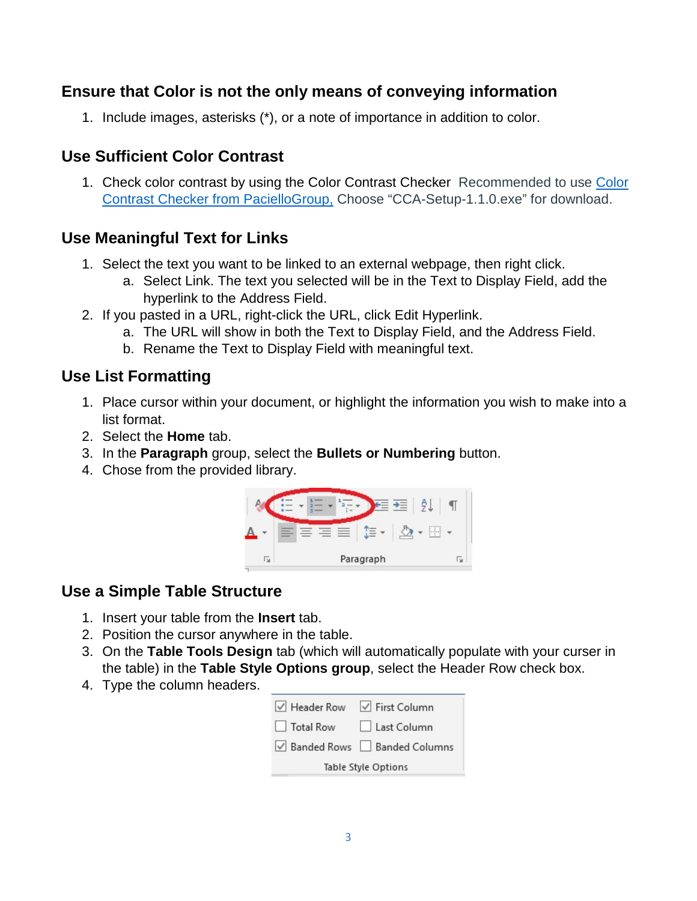## Ensure that Color is not the only means of conveying information

1. Include images, asterisks (*), or a note of importance in addition to color.

## Use Sufficient Color Contrast

1. Check color contrast by using the Color Contrast Checker Recommended to use Color Contrast Checker from PacielloGroup, Choose "CCA-Setup-1.1.0.exe" for download.

## Use Meaningful Text for Links

1. Select the text you want to be linked to an external webpage, then right click.
   a. Select Link. The text you selected will be in the Text to Display Field, add the hyperlink to the Address Field.
2. If you pasted in a URL, right-click the URL, click Edit Hyperlink.
   a. The URL will show in both the Text to Display Field, and the Address Field.
   b. Rename the Text to Display Field with meaningful text.

## Use List Formatting

1. Place cursor within your document, or highlight the information you wish to make into a list format.
2. Select the **Home** tab.
3. In the **Paragraph** group, select the **Bullets or Numbering** button.
4. Chose from the provided library.

## Use a Simple Table Structure

1. Insert your table from the **Insert** tab.
2. Position the cursor anywhere in the table.
3. On the **Table Tools Design** tab (which will automatically populate with your curser in the table) in the **Table Style Options group**, select the Header Row check box.
4. Type the column headers.